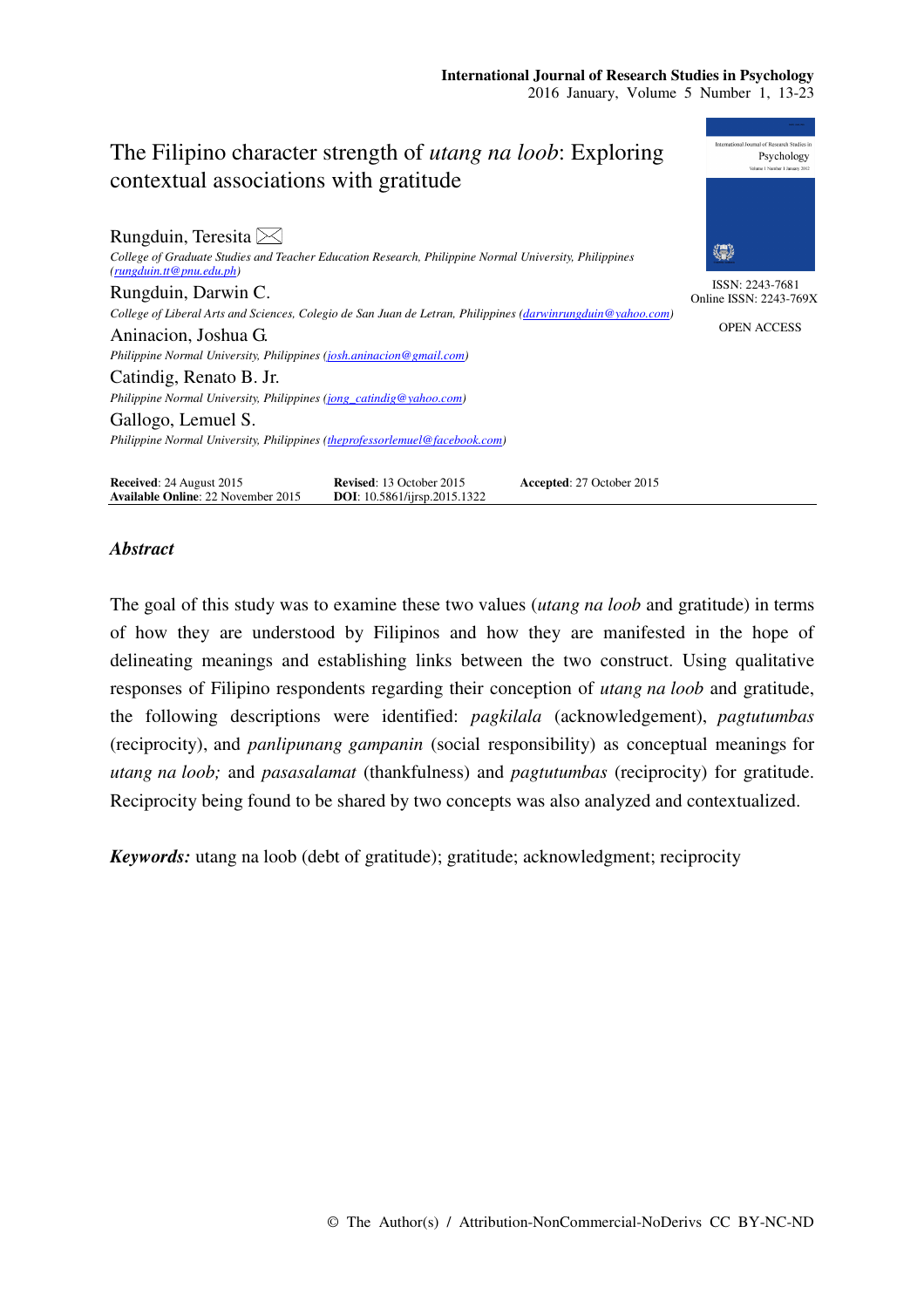# The Filipino character strength of *utang na loob*: Exploring contextual associations with gratitude

Rungduin, Teresita
*College of Graduate Studies and Teacher Education Research, Philippine Normal University, Philippines (rungduin.tt@pnu.edu.ph)*

Rungduin, Darwin C.
*College of Liberal Arts and Sciences, Colegio de San Juan de Letran, Philippines (darwinrungduin@yahoo.com)*

Aninacion, Joshua G.
*Philippine Normal University, Philippines (josh.aninacion@gmail.com)*

Catindig, Renato B. Jr.
*Philippine Normal University, Philippines (jong_catindig@yahoo.com)*

Gallogo, Lemuel S.
*Philippine Normal University, Philippines (theprofessorlemuel@facebook.com)*

ISSN: 2243-7681
Online ISSN: 2243-769X

OPEN ACCESS

**Received**: 24 August 2015 **Revised**: 13 October 2015 **Accepted**: 27 October 2015
**Available Online**: 22 November 2015 **DOI**: 10.5861/ijrsp.2015.1322

## *Abstract*

The goal of this study was to examine these two values (*utang na loob* and gratitude) in terms of how they are understood by Filipinos and how they are manifested in the hope of delineating meanings and establishing links between the two construct. Using qualitative responses of Filipino respondents regarding their conception of *utang na loob* and gratitude, the following descriptions were identified: *pagkilala* (acknowledgement), *pagtutumbas* (reciprocity), and *panlipunang gampanin* (social responsibility) as conceptual meanings for *utang na loob;* and *pasasalamat* (thankfulness) and *pagtutumbas* (reciprocity) for gratitude. Reciprocity being found to be shared by two concepts was also analyzed and contextualized.

***Keywords:*** utang na loob (debt of gratitude); gratitude; acknowledgment; reciprocity

© The Author(s) / Attribution-NonCommercial-NoDerivs CC BY-NC-ND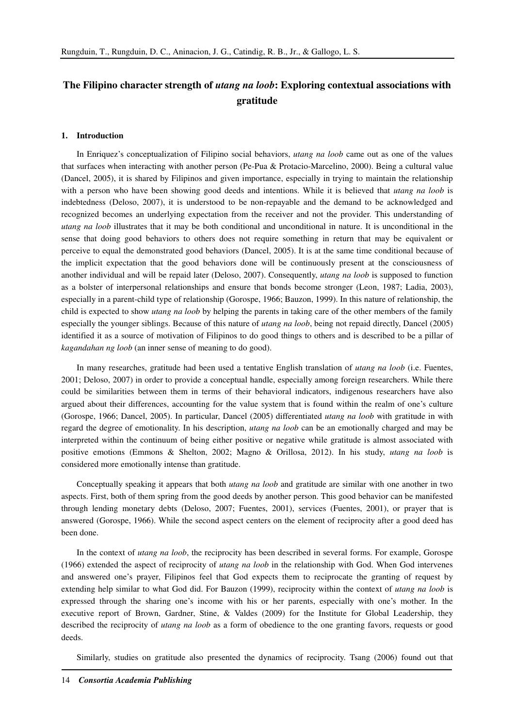# The Filipino character strength of *utang na loob*: Exploring contextual associations with gratitude

## 1. Introduction

In Enriquez's conceptualization of Filipino social behaviors, *utang na loob* came out as one of the values that surfaces when interacting with another person (Pe-Pua & Protacio-Marcelino, 2000). Being a cultural value (Dancel, 2005), it is shared by Filipinos and given importance, especially in trying to maintain the relationship with a person who have been showing good deeds and intentions. While it is believed that *utang na loob* is indebtedness (Deloso, 2007), it is understood to be non-repayable and the demand to be acknowledged and recognized becomes an underlying expectation from the receiver and not the provider. This understanding of *utang na loob* illustrates that it may be both conditional and unconditional in nature. It is unconditional in the sense that doing good behaviors to others does not require something in return that may be equivalent or perceive to equal the demonstrated good behaviors (Dancel, 2005). It is at the same time conditional because of the implicit expectation that the good behaviors done will be continuously present at the consciousness of another individual and will be repaid later (Deloso, 2007). Consequently, *utang na loob* is supposed to function as a bolster of interpersonal relationships and ensure that bonds become stronger (Leon, 1987; Ladia, 2003), especially in a parent-child type of relationship (Gorospe, 1966; Bauzon, 1999). In this nature of relationship, the child is expected to show *utang na loob* by helping the parents in taking care of the other members of the family especially the younger siblings. Because of this nature of *utang na loob*, being not repaid directly, Dancel (2005) identified it as a source of motivation of Filipinos to do good things to others and is described to be a pillar of *kagandahan ng loob* (an inner sense of meaning to do good).

In many researches, gratitude had been used a tentative English translation of *utang na loob* (i.e. Fuentes, 2001; Deloso, 2007) in order to provide a conceptual handle, especially among foreign researchers. While there could be similarities between them in terms of their behavioral indicators, indigenous researchers have also argued about their differences, accounting for the value system that is found within the realm of one's culture (Gorospe, 1966; Dancel, 2005). In particular, Dancel (2005) differentiated *utang na loob* with gratitude in with regard the degree of emotionality. In his description, *utang na loob* can be an emotionally charged and may be interpreted within the continuum of being either positive or negative while gratitude is almost associated with positive emotions (Emmons & Shelton, 2002; Magno & Orillosa, 2012). In his study, *utang na loob* is considered more emotionally intense than gratitude.

Conceptually speaking it appears that both *utang na loob* and gratitude are similar with one another in two aspects. First, both of them spring from the good deeds by another person. This good behavior can be manifested through lending monetary debts (Deloso, 2007; Fuentes, 2001), services (Fuentes, 2001), or prayer that is answered (Gorospe, 1966). While the second aspect centers on the element of reciprocity after a good deed has been done.

In the context of *utang na loob*, the reciprocity has been described in several forms. For example, Gorospe (1966) extended the aspect of reciprocity of *utang na loob* in the relationship with God. When God intervenes and answered one's prayer, Filipinos feel that God expects them to reciprocate the granting of request by extending help similar to what God did. For Bauzon (1999), reciprocity within the context of *utang na loob* is expressed through the sharing one's income with his or her parents, especially with one's mother. In the executive report of Brown, Gardner, Stine, & Valdes (2009) for the Institute for Global Leadership, they described the reciprocity of *utang na loob* as a form of obedience to the one granting favors, requests or good deeds.

Similarly, studies on gratitude also presented the dynamics of reciprocity. Tsang (2006) found out that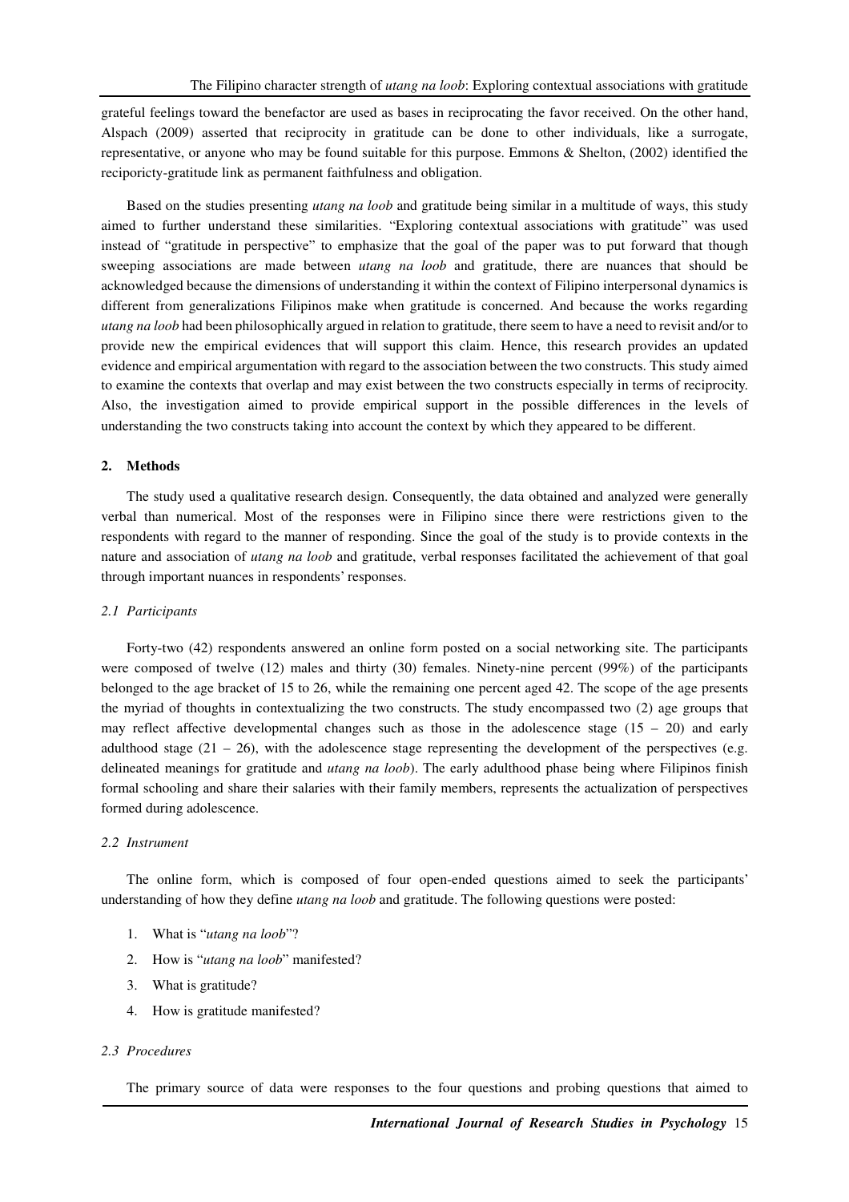grateful feelings toward the benefactor are used as bases in reciprocating the favor received. On the other hand, Alspach (2009) asserted that reciprocity in gratitude can be done to other individuals, like a surrogate, representative, or anyone who may be found suitable for this purpose. Emmons & Shelton, (2002) identified the reciporicty-gratitude link as permanent faithfulness and obligation.

Based on the studies presenting *utang na loob* and gratitude being similar in a multitude of ways, this study aimed to further understand these similarities. "Exploring contextual associations with gratitude" was used instead of "gratitude in perspective" to emphasize that the goal of the paper was to put forward that though sweeping associations are made between *utang na loob* and gratitude, there are nuances that should be acknowledged because the dimensions of understanding it within the context of Filipino interpersonal dynamics is different from generalizations Filipinos make when gratitude is concerned. And because the works regarding *utang na loob* had been philosophically argued in relation to gratitude, there seem to have a need to revisit and/or to provide new the empirical evidences that will support this claim. Hence, this research provides an updated evidence and empirical argumentation with regard to the association between the two constructs. This study aimed to examine the contexts that overlap and may exist between the two constructs especially in terms of reciprocity. Also, the investigation aimed to provide empirical support in the possible differences in the levels of understanding the two constructs taking into account the context by which they appeared to be different.

## 2. Methods

The study used a qualitative research design. Consequently, the data obtained and analyzed were generally verbal than numerical. Most of the responses were in Filipino since there were restrictions given to the respondents with regard to the manner of responding. Since the goal of the study is to provide contexts in the nature and association of *utang na loob* and gratitude, verbal responses facilitated the achievement of that goal through important nuances in respondents' responses.

### *2.1 Participants*

Forty-two (42) respondents answered an online form posted on a social networking site. The participants were composed of twelve (12) males and thirty (30) females. Ninety-nine percent (99%) of the participants belonged to the age bracket of 15 to 26, while the remaining one percent aged 42. The scope of the age presents the myriad of thoughts in contextualizing the two constructs. The study encompassed two (2) age groups that may reflect affective developmental changes such as those in the adolescence stage (15 – 20) and early adulthood stage (21 – 26), with the adolescence stage representing the development of the perspectives (e.g. delineated meanings for gratitude and *utang na loob*). The early adulthood phase being where Filipinos finish formal schooling and share their salaries with their family members, represents the actualization of perspectives formed during adolescence.

### *2.2 Instrument*

The online form, which is composed of four open-ended questions aimed to seek the participants' understanding of how they define *utang na loob* and gratitude. The following questions were posted:

1. What is "*utang na loob*"?
2. How is "*utang na loob*" manifested?
3. What is gratitude?
4. How is gratitude manifested?

### *2.3 Procedures*

The primary source of data were responses to the four questions and probing questions that aimed to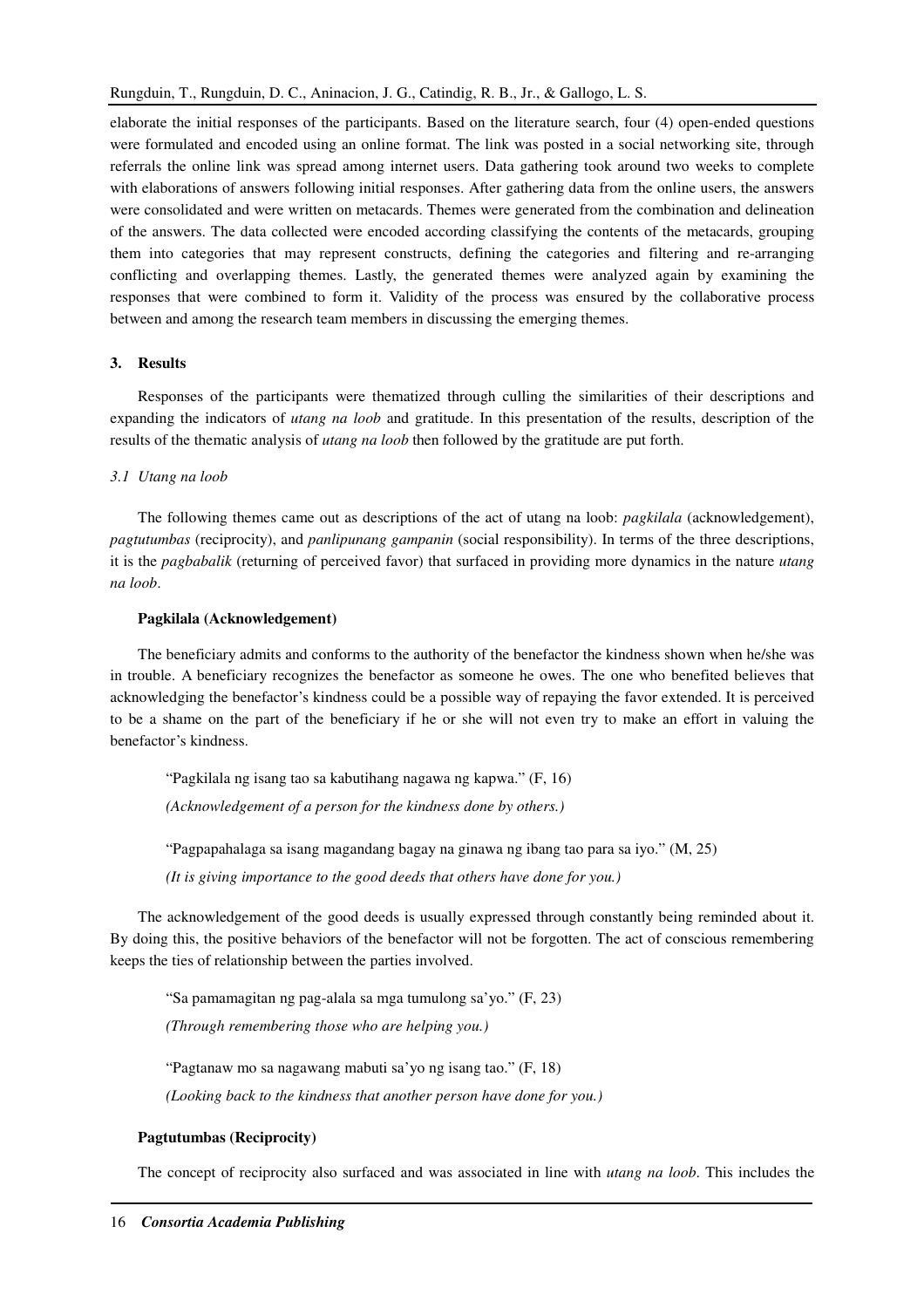elaborate the initial responses of the participants. Based on the literature search, four (4) open-ended questions were formulated and encoded using an online format. The link was posted in a social networking site, through referrals the online link was spread among internet users. Data gathering took around two weeks to complete with elaborations of answers following initial responses. After gathering data from the online users, the answers were consolidated and were written on metacards. Themes were generated from the combination and delineation of the answers. The data collected were encoded according classifying the contents of the metacards, grouping them into categories that may represent constructs, defining the categories and filtering and re-arranging conflicting and overlapping themes. Lastly, the generated themes were analyzed again by examining the responses that were combined to form it. Validity of the process was ensured by the collaborative process between and among the research team members in discussing the emerging themes.

## 3. Results

Responses of the participants were thematized through culling the similarities of their descriptions and expanding the indicators of *utang na loob* and gratitude. In this presentation of the results, description of the results of the thematic analysis of *utang na loob* then followed by the gratitude are put forth.

### *3.1 Utang na loob*

The following themes came out as descriptions of the act of utang na loob: *pagkilala* (acknowledgement), *pagtutumbas* (reciprocity), and *panlipunang gampanin* (social responsibility). In terms of the three descriptions, it is the *pagbabalik* (returning of perceived favor) that surfaced in providing more dynamics in the nature *utang na loob*.

**Pagkilala (Acknowledgement)**

The beneficiary admits and conforms to the authority of the benefactor the kindness shown when he/she was in trouble. A beneficiary recognizes the benefactor as someone he owes. The one who benefited believes that acknowledging the benefactor's kindness could be a possible way of repaying the favor extended. It is perceived to be a shame on the part of the beneficiary if he or she will not even try to make an effort in valuing the benefactor's kindness.

> "Pagkilala ng isang tao sa kabutihang nagawa ng kapwa." (F, 16)
>
> *(Acknowledgement of a person for the kindness done by others.)*
>
> "Pagpapahalaga sa isang magandang bagay na ginawa ng ibang tao para sa iyo." (M, 25)
>
> *(It is giving importance to the good deeds that others have done for you.)*

The acknowledgement of the good deeds is usually expressed through constantly being reminded about it. By doing this, the positive behaviors of the benefactor will not be forgotten. The act of conscious remembering keeps the ties of relationship between the parties involved.

> "Sa pamamagitan ng pag-alala sa mga tumulong sa'yo." (F, 23)
>
> *(Through remembering those who are helping you.)*
>
> "Pagtanaw mo sa nagawang mabuti sa'yo ng isang tao." (F, 18)
>
> *(Looking back to the kindness that another person have done for you.)*

**Pagtutumbas (Reciprocity)**

The concept of reciprocity also surfaced and was associated in line with *utang na loob*. This includes the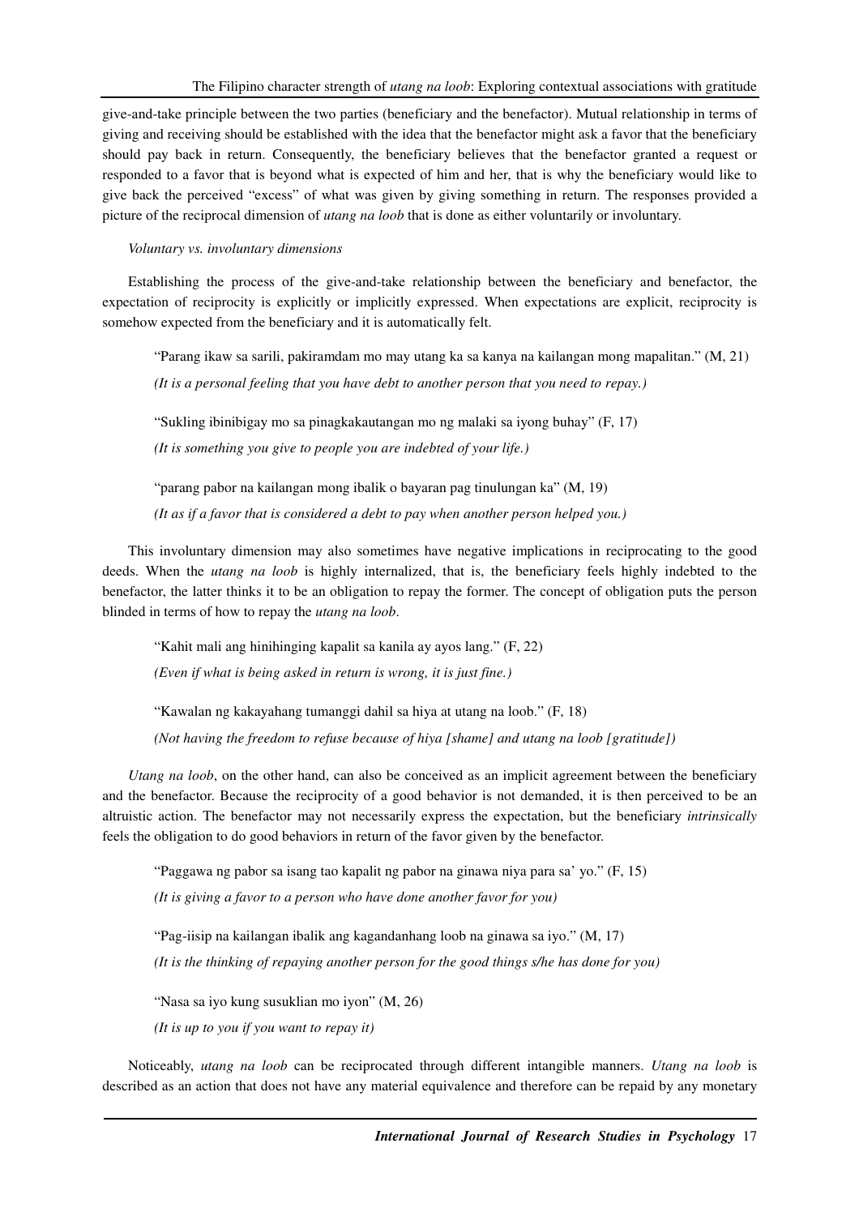give-and-take principle between the two parties (beneficiary and the benefactor). Mutual relationship in terms of giving and receiving should be established with the idea that the benefactor might ask a favor that the beneficiary should pay back in return. Consequently, the beneficiary believes that the benefactor granted a request or responded to a favor that is beyond what is expected of him and her, that is why the beneficiary would like to give back the perceived "excess" of what was given by giving something in return. The responses provided a picture of the reciprocal dimension of *utang na loob* that is done as either voluntarily or involuntary.

*Voluntary vs. involuntary dimensions*

Establishing the process of the give-and-take relationship between the beneficiary and benefactor, the expectation of reciprocity is explicitly or implicitly expressed. When expectations are explicit, reciprocity is somehow expected from the beneficiary and it is automatically felt.

> "Parang ikaw sa sarili, pakiramdam mo may utang ka sa kanya na kailangan mong mapalitan." (M, 21)
>
> *(It is a personal feeling that you have debt to another person that you need to repay.)*
>
> "Sukling ibinibigay mo sa pinagkakautangan mo ng malaki sa iyong buhay" (F, 17)
>
> *(It is something you give to people you are indebted of your life.)*
>
> "parang pabor na kailangan mong ibalik o bayaran pag tinulungan ka" (M, 19)
>
> *(It as if a favor that is considered a debt to pay when another person helped you.)*

This involuntary dimension may also sometimes have negative implications in reciprocating to the good deeds. When the *utang na loob* is highly internalized, that is, the beneficiary feels highly indebted to the benefactor, the latter thinks it to be an obligation to repay the former. The concept of obligation puts the person blinded in terms of how to repay the *utang na loob*.

> "Kahit mali ang hinihinging kapalit sa kanila ay ayos lang." (F, 22)
>
> *(Even if what is being asked in return is wrong, it is just fine.)*
>
> "Kawalan ng kakayahang tumanggi dahil sa hiya at utang na loob." (F, 18)
>
> *(Not having the freedom to refuse because of hiya [shame] and utang na loob [gratitude])*

*Utang na loob*, on the other hand, can also be conceived as an implicit agreement between the beneficiary and the benefactor. Because the reciprocity of a good behavior is not demanded, it is then perceived to be an altruistic action. The benefactor may not necessarily express the expectation, but the beneficiary *intrinsically* feels the obligation to do good behaviors in return of the favor given by the benefactor.

> "Paggawa ng pabor sa isang tao kapalit ng pabor na ginawa niya para sa' yo." (F, 15)
>
> *(It is giving a favor to a person who have done another favor for you)*
>
> "Pag-iisip na kailangan ibalik ang kagandanhang loob na ginawa sa iyo." (M, 17)
>
> *(It is the thinking of repaying another person for the good things s/he has done for you)*
>
> "Nasa sa iyo kung susuklian mo iyon" (M, 26)
>
> *(It is up to you if you want to repay it)*

Noticeably, *utang na loob* can be reciprocated through different intangible manners. *Utang na loob* is described as an action that does not have any material equivalence and therefore can be repaid by any monetary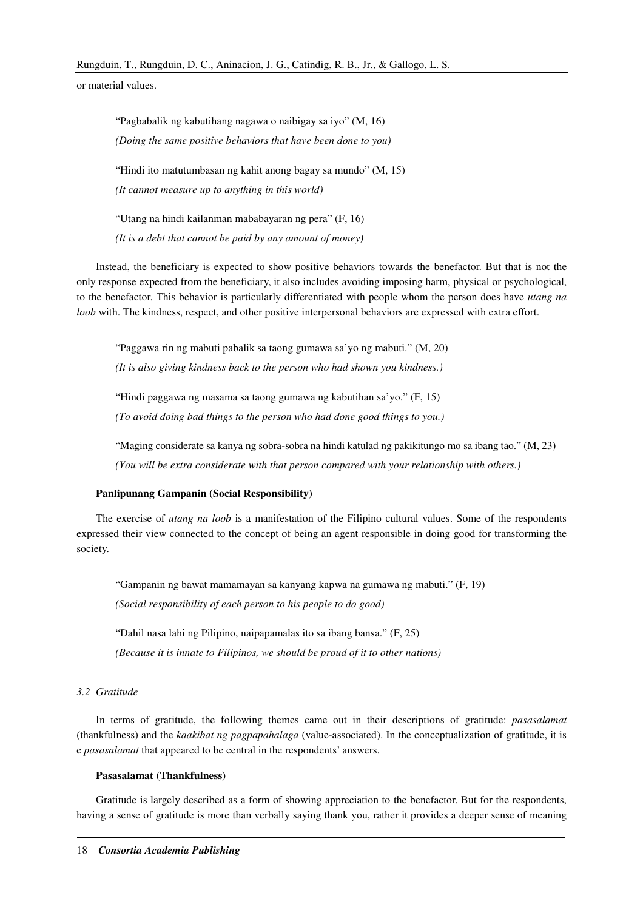or material values.

> "Pagbabalik ng kabutihang nagawa o naibigay sa iyo" (M, 16)
>
> *(Doing the same positive behaviors that have been done to you)*
>
> "Hindi ito matutumbasan ng kahit anong bagay sa mundo" (M, 15)
>
> *(It cannot measure up to anything in this world)*
>
> "Utang na hindi kailanman mababayaran ng pera" (F, 16)
>
> *(It is a debt that cannot be paid by any amount of money)*

Instead, the beneficiary is expected to show positive behaviors towards the benefactor. But that is not the only response expected from the beneficiary, it also includes avoiding imposing harm, physical or psychological, to the benefactor. This behavior is particularly differentiated with people whom the person does have *utang na loob* with. The kindness, respect, and other positive interpersonal behaviors are expressed with extra effort.

> "Paggawa rin ng mabuti pabalik sa taong gumawa sa'yo ng mabuti." (M, 20)
>
> *(It is also giving kindness back to the person who had shown you kindness.)*
>
> "Hindi paggawa ng masama sa taong gumawa ng kabutihan sa'yo." (F, 15)
>
> *(To avoid doing bad things to the person who had done good things to you.)*
>
> "Maging considerate sa kanya ng sobra-sobra na hindi katulad ng pakikitungo mo sa ibang tao." (M, 23)
>
> *(You will be extra considerate with that person compared with your relationship with others.)*

**Panlipunang Gampanin (Social Responsibility)**

The exercise of *utang na loob* is a manifestation of the Filipino cultural values. Some of the respondents expressed their view connected to the concept of being an agent responsible in doing good for transforming the society.

> "Gampanin ng bawat mamamayan sa kanyang kapwa na gumawa ng mabuti." (F, 19)
>
> *(Social responsibility of each person to his people to do good)*
>
> "Dahil nasa lahi ng Pilipino, naipapamalas ito sa ibang bansa." (F, 25)
>
> *(Because it is innate to Filipinos, we should be proud of it to other nations)*

### *3.2 Gratitude*

In terms of gratitude, the following themes came out in their descriptions of gratitude: *pasasalamat* (thankfulness) and the *kaakibat ng pagpapahalaga* (value-associated). In the conceptualization of gratitude, it is e *pasasalamat* that appeared to be central in the respondents' answers.

**Pasasalamat (Thankfulness)**

Gratitude is largely described as a form of showing appreciation to the benefactor. But for the respondents, having a sense of gratitude is more than verbally saying thank you, rather it provides a deeper sense of meaning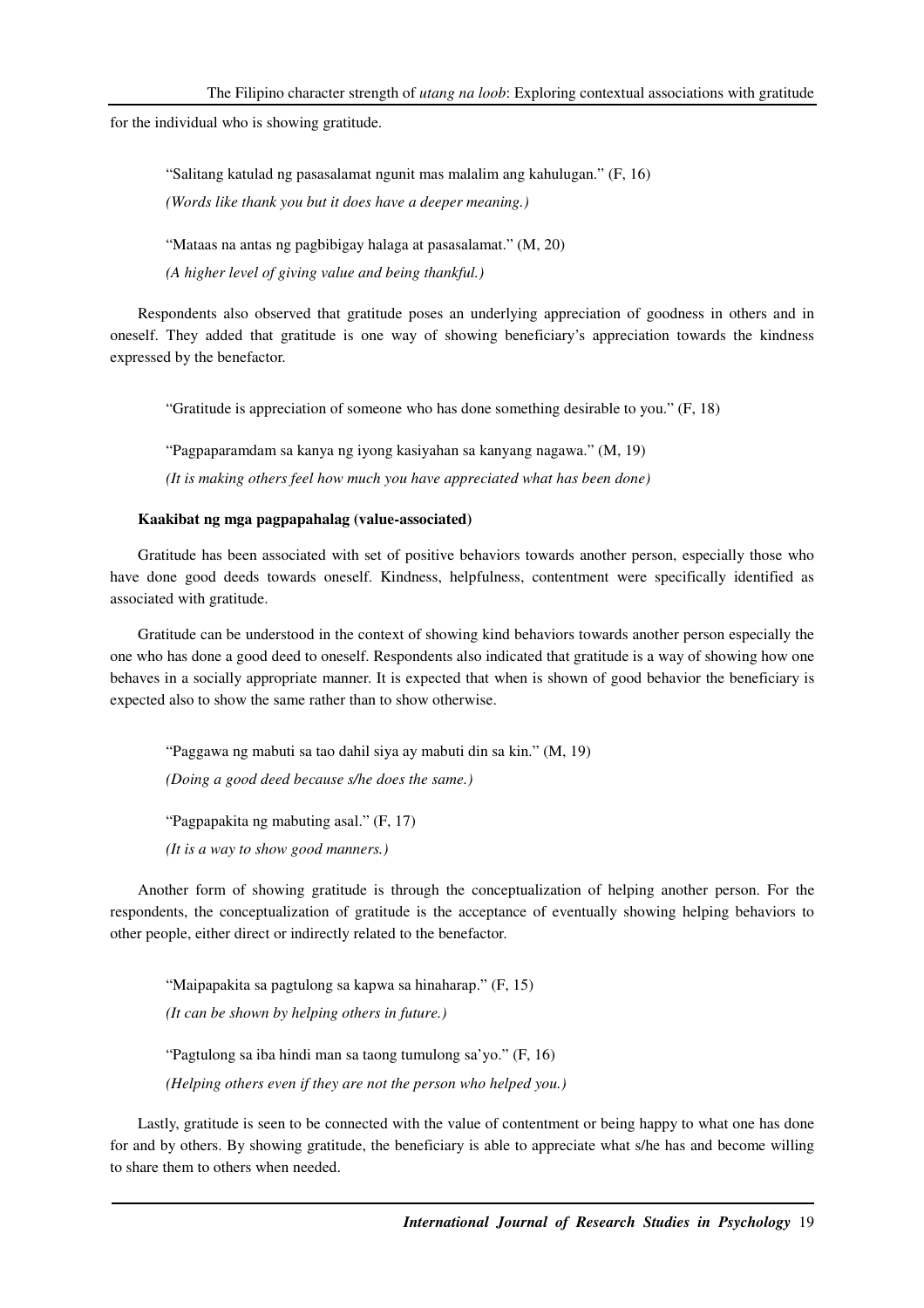for the individual who is showing gratitude.

> "Salitang katulad ng pasasalamat ngunit mas malalim ang kahulugan." (F, 16)
>
> *(Words like thank you but it does have a deeper meaning.)*

> "Mataas na antas ng pagbibigay halaga at pasasalamat." (M, 20)
>
> *(A higher level of giving value and being thankful.)*

Respondents also observed that gratitude poses an underlying appreciation of goodness in others and in oneself. They added that gratitude is one way of showing beneficiary's appreciation towards the kindness expressed by the benefactor.

> "Gratitude is appreciation of someone who has done something desirable to you." (F, 18)

> "Pagpaparamdam sa kanya ng iyong kasiyahan sa kanyang nagawa." (M, 19)
>
> *(It is making others feel how much you have appreciated what has been done)*

**Kaakibat ng mga pagpapahalag (value-associated)**

Gratitude has been associated with set of positive behaviors towards another person, especially those who have done good deeds towards oneself. Kindness, helpfulness, contentment were specifically identified as associated with gratitude.

Gratitude can be understood in the context of showing kind behaviors towards another person especially the one who has done a good deed to oneself. Respondents also indicated that gratitude is a way of showing how one behaves in a socially appropriate manner. It is expected that when is shown of good behavior the beneficiary is expected also to show the same rather than to show otherwise.

> "Paggawa ng mabuti sa tao dahil siya ay mabuti din sa kin." (M, 19)
>
> *(Doing a good deed because s/he does the same.)*

> "Pagpapakita ng mabuting asal." (F, 17)
>
> *(It is a way to show good manners.)*

Another form of showing gratitude is through the conceptualization of helping another person. For the respondents, the conceptualization of gratitude is the acceptance of eventually showing helping behaviors to other people, either direct or indirectly related to the benefactor.

> "Maipapakita sa pagtulong sa kapwa sa hinaharap." (F, 15)
>
> *(It can be shown by helping others in future.)*

> "Pagtulong sa iba hindi man sa taong tumulong sa'yo." (F, 16)
>
> *(Helping others even if they are not the person who helped you.)*

Lastly, gratitude is seen to be connected with the value of contentment or being happy to what one has done for and by others. By showing gratitude, the beneficiary is able to appreciate what s/he has and become willing to share them to others when needed.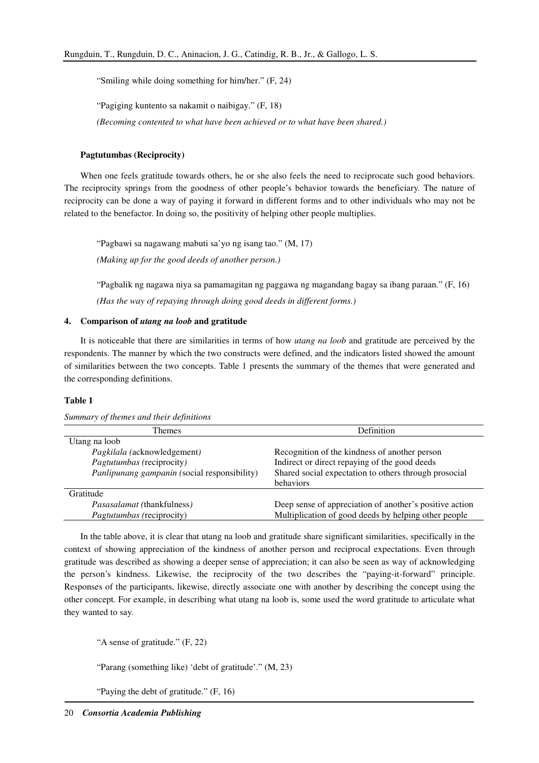"Smiling while doing something for him/her." (F, 24)

"Pagiging kuntento sa nakamit o naibigay." (F, 18)

*(Becoming contented to what have been achieved or to what have been shared.)*

**Pagtutumbas (Reciprocity)**

When one feels gratitude towards others, he or she also feels the need to reciprocate such good behaviors. The reciprocity springs from the goodness of other people's behavior towards the beneficiary. The nature of reciprocity can be done a way of paying it forward in different forms and to other individuals who may not be related to the benefactor. In doing so, the positivity of helping other people multiplies.

"Pagbawi sa nagawang mabuti sa'yo ng isang tao." (M, 17)

*(Making up for the good deeds of another person.)*

"Pagbalik ng nagawa niya sa pamamagitan ng paggawa ng magandang bagay sa ibang paraan." (F, 16)

*(Has the way of repaying through doing good deeds in different forms.)*

## 4. Comparison of *utang na loob* and gratitude

It is noticeable that there are similarities in terms of how *utang na loob* and gratitude are perceived by the respondents. The manner by which the two constructs were defined, and the indicators listed showed the amount of similarities between the two concepts. Table 1 presents the summary of the themes that were generated and the corresponding definitions.

**Table 1**

*Summary of themes and their definitions*

| Themes | Definition |
|---|---|
| Utang na loob | |
| *Pagkilala (*acknowledgement*)* | Recognition of the kindness of another person |
| *Pagtutumbas (*reciprocity*)* | Indirect or direct repaying of the good deeds |
| *Panlipunang gampanin (*social responsibility) | Shared social expectation to others through prosocial behaviors |
| Gratitude | |
| *Pasasalamat (*thankfulness*)* | Deep sense of appreciation of another's positive action |
| *Pagtutumbas (*reciprocity) | Multiplication of good deeds by helping other people |

In the table above, it is clear that utang na loob and gratitude share significant similarities, specifically in the context of showing appreciation of the kindness of another person and reciprocal expectations. Even through gratitude was described as showing a deeper sense of appreciation; it can also be seen as way of acknowledging the person's kindness. Likewise, the reciprocity of the two describes the "paying-it-forward" principle. Responses of the participants, likewise, directly associate one with another by describing the concept using the other concept. For example, in describing what utang na loob is, some used the word gratitude to articulate what they wanted to say.

"A sense of gratitude." (F, 22)

"Parang (something like) 'debt of gratitude'." (M, 23)

"Paying the debt of gratitude." (F, 16)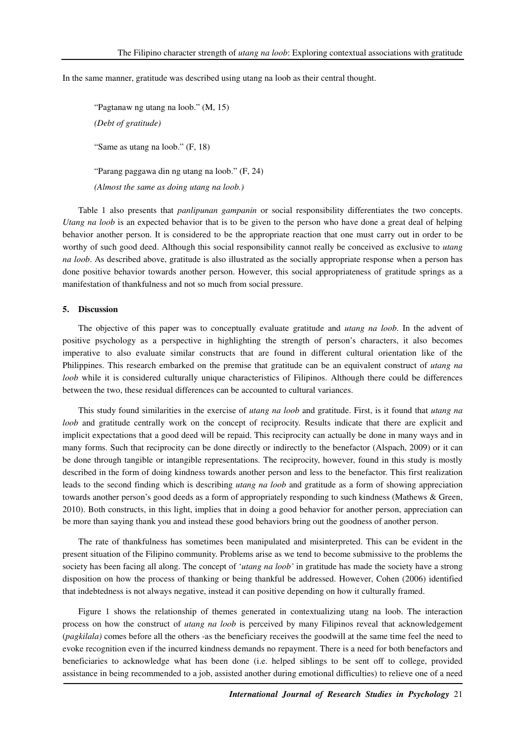In the same manner, gratitude was described using utang na loob as their central thought.

> "Pagtanaw ng utang na loob." (M, 15)
>
> *(Debt of gratitude)*
>
> "Same as utang na loob." (F, 18)
>
> "Parang paggawa din ng utang na loob." (F, 24)
>
> *(Almost the same as doing utang na loob.)*

Table 1 also presents that *panlipunan gampanin* or social responsibility differentiates the two concepts. *Utang na loob* is an expected behavior that is to be given to the person who have done a great deal of helping behavior another person. It is considered to be the appropriate reaction that one must carry out in order to be worthy of such good deed. Although this social responsibility cannot really be conceived as exclusive to *utang na loob*. As described above, gratitude is also illustrated as the socially appropriate response when a person has done positive behavior towards another person. However, this social appropriateness of gratitude springs as a manifestation of thankfulness and not so much from social pressure.

## 5. Discussion

The objective of this paper was to conceptually evaluate gratitude and *utang na loob*. In the advent of positive psychology as a perspective in highlighting the strength of person's characters, it also becomes imperative to also evaluate similar constructs that are found in different cultural orientation like of the Philippines. This research embarked on the premise that gratitude can be an equivalent construct of *utang na loob* while it is considered culturally unique characteristics of Filipinos. Although there could be differences between the two, these residual differences can be accounted to cultural variances.

This study found similarities in the exercise of *utang na loob* and gratitude. First, is it found that *utang na loob* and gratitude centrally work on the concept of reciprocity. Results indicate that there are explicit and implicit expectations that a good deed will be repaid. This reciprocity can actually be done in many ways and in many forms. Such that reciprocity can be done directly or indirectly to the benefactor (Alspach, 2009) or it can be done through tangible or intangible representations. The reciprocity, however, found in this study is mostly described in the form of doing kindness towards another person and less to the benefactor. This first realization leads to the second finding which is describing *utang na loob* and gratitude as a form of showing appreciation towards another person's good deeds as a form of appropriately responding to such kindness (Mathews & Green, 2010). Both constructs, in this light, implies that in doing a good behavior for another person, appreciation can be more than saying thank you and instead these good behaviors bring out the goodness of another person.

The rate of thankfulness has sometimes been manipulated and misinterpreted. This can be evident in the present situation of the Filipino community. Problems arise as we tend to become submissive to the problems the society has been facing all along. The concept of '*utang na loob'* in gratitude has made the society have a strong disposition on how the process of thanking or being thankful be addressed. However, Cohen (2006) identified that indebtedness is not always negative, instead it can positive depending on how it culturally framed.

Figure 1 shows the relationship of themes generated in contextualizing utang na loob. The interaction process on how the construct of *utang na loob* is perceived by many Filipinos reveal that acknowledgement (*pagkilala)* comes before all the others -as the beneficiary receives the goodwill at the same time feel the need to evoke recognition even if the incurred kindness demands no repayment. There is a need for both benefactors and beneficiaries to acknowledge what has been done (i.e. helped siblings to be sent off to college, provided assistance in being recommended to a job, assisted another during emotional difficulties) to relieve one of a need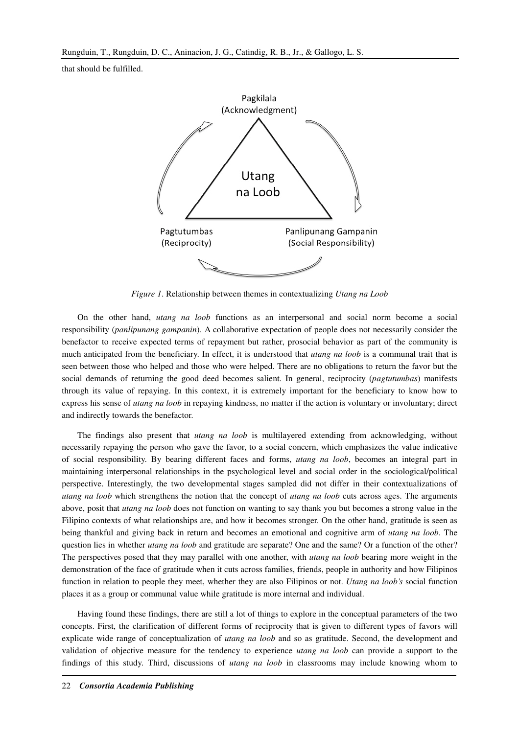that should be fulfilled.

*Figure 1*. Relationship between themes in contextualizing *Utang na Loob*

On the other hand, *utang na loob* functions as an interpersonal and social norm become a social responsibility (*panlipunang gampanin*). A collaborative expectation of people does not necessarily consider the benefactor to receive expected terms of repayment but rather, prosocial behavior as part of the community is much anticipated from the beneficiary. In effect, it is understood that *utang na loob* is a communal trait that is seen between those who helped and those who were helped. There are no obligations to return the favor but the social demands of returning the good deed becomes salient. In general, reciprocity (*pagtutumbas*) manifests through its value of repaying. In this context, it is extremely important for the beneficiary to know how to express his sense of *utang na loob* in repaying kindness, no matter if the action is voluntary or involuntary; direct and indirectly towards the benefactor.

The findings also present that *utang na loob* is multilayered extending from acknowledging, without necessarily repaying the person who gave the favor, to a social concern, which emphasizes the value indicative of social responsibility. By bearing different faces and forms, *utang na loob*, becomes an integral part in maintaining interpersonal relationships in the psychological level and social order in the sociological/political perspective. Interestingly, the two developmental stages sampled did not differ in their contextualizations of *utang na loob* which strengthens the notion that the concept of *utang na loob* cuts across ages. The arguments above, posit that *utang na loob* does not function on wanting to say thank you but becomes a strong value in the Filipino contexts of what relationships are, and how it becomes stronger. On the other hand, gratitude is seen as being thankful and giving back in return and becomes an emotional and cognitive arm of *utang na loob*. The question lies in whether *utang na loob* and gratitude are separate? One and the same? Or a function of the other? The perspectives posed that they may parallel with one another, with *utang na loob* bearing more weight in the demonstration of the face of gratitude when it cuts across families, friends, people in authority and how Filipinos function in relation to people they meet, whether they are also Filipinos or not. *Utang na loob's* social function places it as a group or communal value while gratitude is more internal and individual.

Having found these findings, there are still a lot of things to explore in the conceptual parameters of the two concepts. First, the clarification of different forms of reciprocity that is given to different types of favors will explicate wide range of conceptualization of *utang na loob* and so as gratitude. Second, the development and validation of objective measure for the tendency to experience *utang na loob* can provide a support to the findings of this study. Third, discussions of *utang na loob* in classrooms may include knowing whom to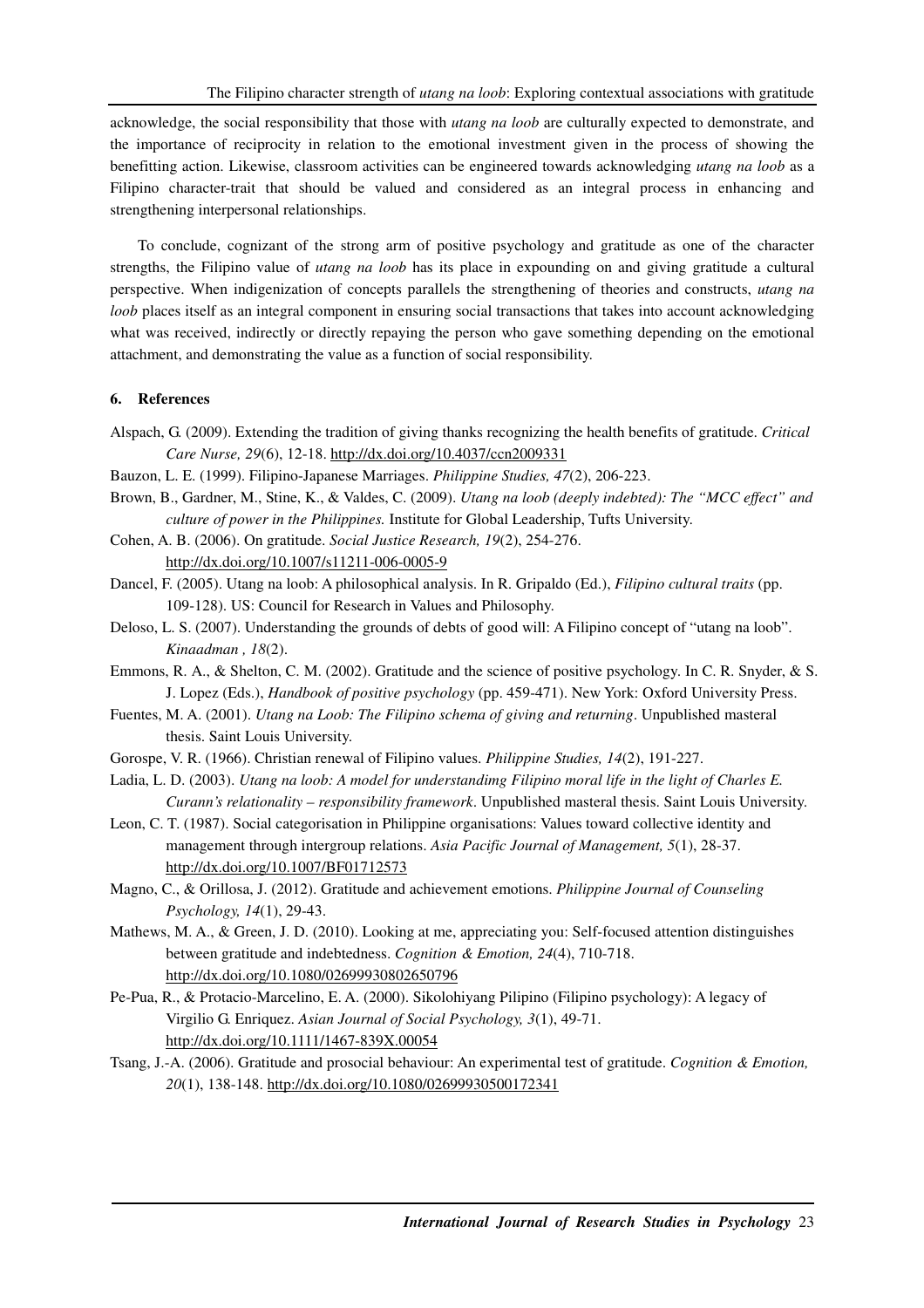acknowledge, the social responsibility that those with *utang na loob* are culturally expected to demonstrate, and the importance of reciprocity in relation to the emotional investment given in the process of showing the benefitting action. Likewise, classroom activities can be engineered towards acknowledging *utang na loob* as a Filipino character-trait that should be valued and considered as an integral process in enhancing and strengthening interpersonal relationships.

To conclude, cognizant of the strong arm of positive psychology and gratitude as one of the character strengths, the Filipino value of *utang na loob* has its place in expounding on and giving gratitude a cultural perspective. When indigenization of concepts parallels the strengthening of theories and constructs, *utang na loob* places itself as an integral component in ensuring social transactions that takes into account acknowledging what was received, indirectly or directly repaying the person who gave something depending on the emotional attachment, and demonstrating the value as a function of social responsibility.

## 6. References

Alspach, G. (2009). Extending the tradition of giving thanks recognizing the health benefits of gratitude. *Critical Care Nurse, 29*(6), 12-18. http://dx.doi.org/10.4037/ccn2009331

Bauzon, L. E. (1999). Filipino-Japanese Marriages. *Philippine Studies, 47*(2), 206-223.

Brown, B., Gardner, M., Stine, K., & Valdes, C. (2009). *Utang na loob (deeply indebted): The "MCC effect" and culture of power in the Philippines.* Institute for Global Leadership, Tufts University.

Cohen, A. B. (2006). On gratitude. *Social Justice Research, 19*(2), 254-276. http://dx.doi.org/10.1007/s11211-006-0005-9

Dancel, F. (2005). Utang na loob: A philosophical analysis. In R. Gripaldo (Ed.), *Filipino cultural traits* (pp. 109-128). US: Council for Research in Values and Philosophy.

Deloso, L. S. (2007). Understanding the grounds of debts of good will: A Filipino concept of "utang na loob". *Kinaadman , 18*(2).

Emmons, R. A., & Shelton, C. M. (2002). Gratitude and the science of positive psychology. In C. R. Snyder, & S. J. Lopez (Eds.), *Handbook of positive psychology* (pp. 459-471). New York: Oxford University Press.

Fuentes, M. A. (2001). *Utang na Loob: The Filipino schema of giving and returning*. Unpublished masteral thesis. Saint Louis University.

Gorospe, V. R. (1966). Christian renewal of Filipino values. *Philippine Studies, 14*(2), 191-227.

Ladia, L. D. (2003). *Utang na loob: A model for understandimg Filipino moral life in the light of Charles E. Curann's relationality – responsibility framework*. Unpublished masteral thesis. Saint Louis University.

Leon, C. T. (1987). Social categorisation in Philippine organisations: Values toward collective identity and management through intergroup relations. *Asia Pacific Journal of Management, 5*(1), 28-37. http://dx.doi.org/10.1007/BF01712573

Magno, C., & Orillosa, J. (2012). Gratitude and achievement emotions. *Philippine Journal of Counseling Psychology, 14*(1), 29-43.

Mathews, M. A., & Green, J. D. (2010). Looking at me, appreciating you: Self-focused attention distinguishes between gratitude and indebtedness. *Cognition & Emotion, 24*(4), 710-718. http://dx.doi.org/10.1080/02699930802650796

Pe-Pua, R., & Protacio-Marcelino, E. A. (2000). Sikolohiyang Pilipino (Filipino psychology): A legacy of Virgilio G. Enriquez. *Asian Journal of Social Psychology, 3*(1), 49-71. http://dx.doi.org/10.1111/1467-839X.00054

Tsang, J.-A. (2006). Gratitude and prosocial behaviour: An experimental test of gratitude. *Cognition & Emotion, 20*(1), 138-148. http://dx.doi.org/10.1080/02699930500172341